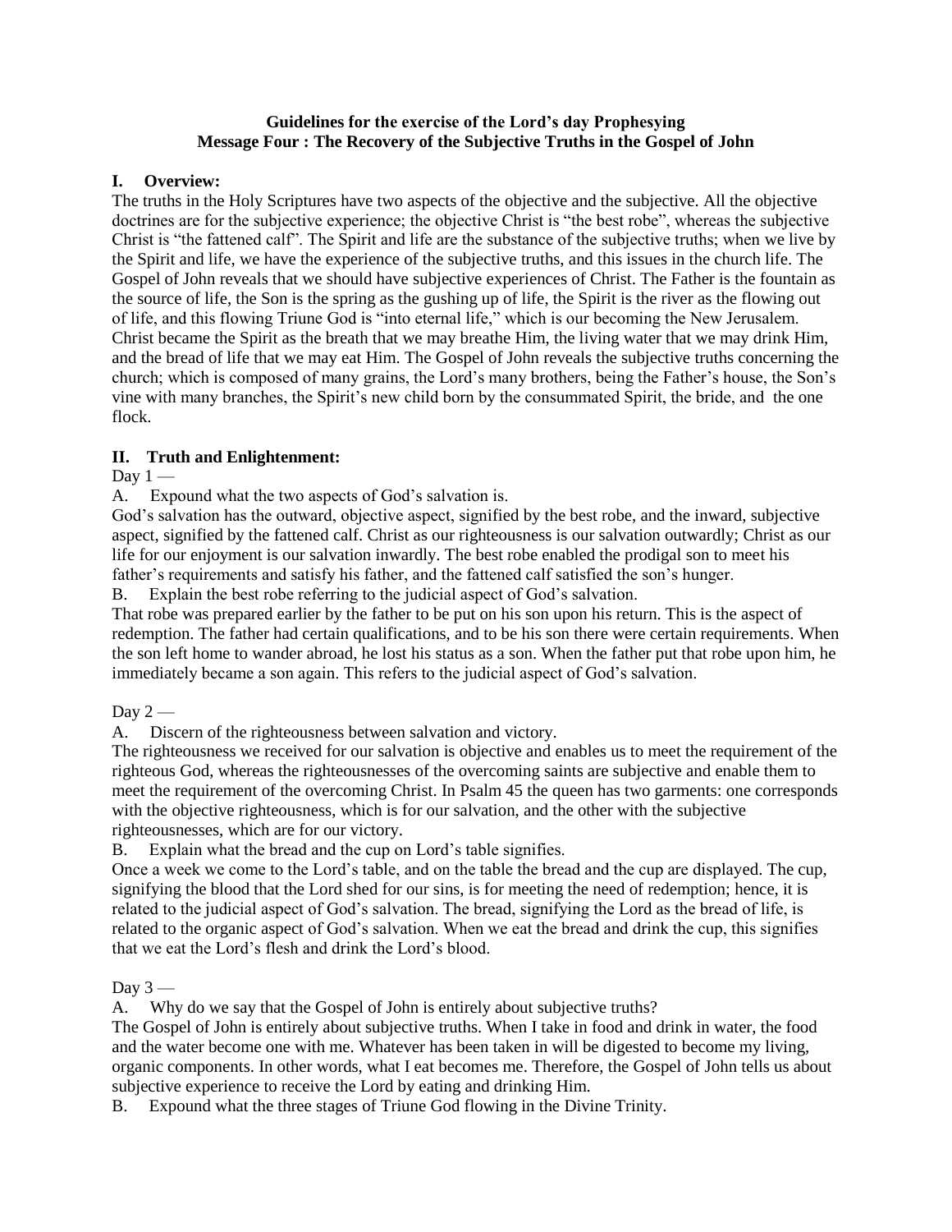**Guidelines for the exercise of the Lord's day Prophesying**
**Message Four : The Recovery of the Subjective Truths in the Gospel of John**

## I. Overview:

The truths in the Holy Scriptures have two aspects of the objective and the subjective. All the objective doctrines are for the subjective experience; the objective Christ is "the best robe", whereas the subjective Christ is "the fattened calf". The Spirit and life are the substance of the subjective truths; when we live by the Spirit and life, we have the experience of the subjective truths, and this issues in the church life. The Gospel of John reveals that we should have subjective experiences of Christ. The Father is the fountain as the source of life, the Son is the spring as the gushing up of life, the Spirit is the river as the flowing out of life, and this flowing Triune God is "into eternal life," which is our becoming the New Jerusalem. Christ became the Spirit as the breath that we may breathe Him, the living water that we may drink Him, and the bread of life that we may eat Him. The Gospel of John reveals the subjective truths concerning the church; which is composed of many grains, the Lord's many brothers, being the Father's house, the Son's vine with many branches, the Spirit's new child born by the consummated Spirit, the bride, and the one flock.

## II. Truth and Enlightenment:

Day 1 —

A. Expound what the two aspects of God's salvation is.

God's salvation has the outward, objective aspect, signified by the best robe, and the inward, subjective aspect, signified by the fattened calf. Christ as our righteousness is our salvation outwardly; Christ as our life for our enjoyment is our salvation inwardly. The best robe enabled the prodigal son to meet his father's requirements and satisfy his father, and the fattened calf satisfied the son's hunger.

B. Explain the best robe referring to the judicial aspect of God's salvation.

That robe was prepared earlier by the father to be put on his son upon his return. This is the aspect of redemption. The father had certain qualifications, and to be his son there were certain requirements. When the son left home to wander abroad, he lost his status as a son. When the father put that robe upon him, he immediately became a son again. This refers to the judicial aspect of God's salvation.

Day 2 —

A. Discern of the righteousness between salvation and victory.

The righteousness we received for our salvation is objective and enables us to meet the requirement of the righteous God, whereas the righteousnesses of the overcoming saints are subjective and enable them to meet the requirement of the overcoming Christ. In Psalm 45 the queen has two garments: one corresponds with the objective righteousness, which is for our salvation, and the other with the subjective righteousnesses, which are for our victory.

B. Explain what the bread and the cup on Lord's table signifies.

Once a week we come to the Lord's table, and on the table the bread and the cup are displayed. The cup, signifying the blood that the Lord shed for our sins, is for meeting the need of redemption; hence, it is related to the judicial aspect of God's salvation. The bread, signifying the Lord as the bread of life, is related to the organic aspect of God's salvation. When we eat the bread and drink the cup, this signifies that we eat the Lord's flesh and drink the Lord's blood.

Day 3 —

A. Why do we say that the Gospel of John is entirely about subjective truths?

The Gospel of John is entirely about subjective truths. When I take in food and drink in water, the food and the water become one with me. Whatever has been taken in will be digested to become my living, organic components. In other words, what I eat becomes me. Therefore, the Gospel of John tells us about subjective experience to receive the Lord by eating and drinking Him.

B. Expound what the three stages of Triune God flowing in the Divine Trinity.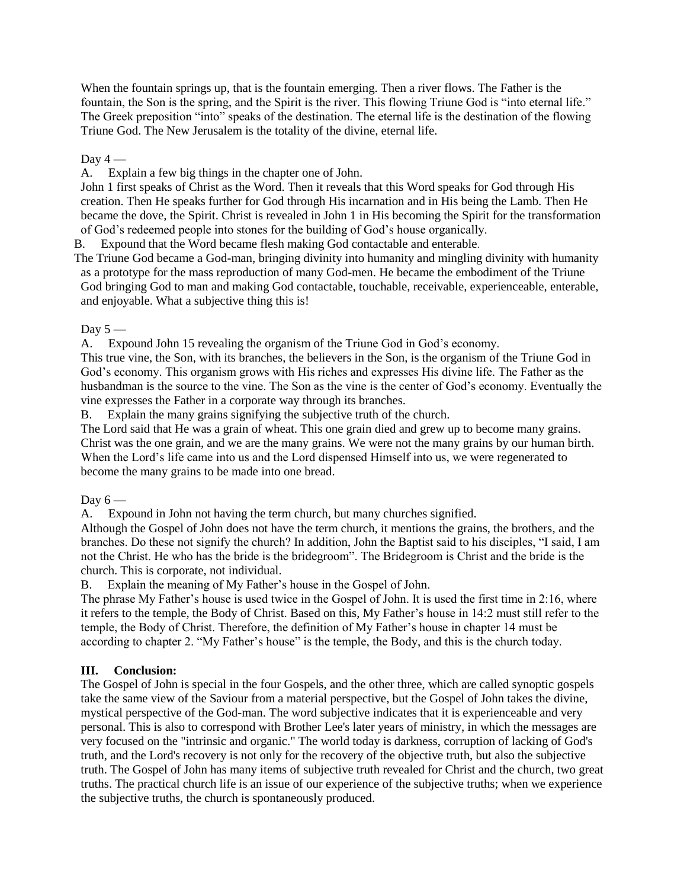When the fountain springs up, that is the fountain emerging. Then a river flows. The Father is the fountain, the Son is the spring, and the Spirit is the river. This flowing Triune God is "into eternal life." The Greek preposition "into" speaks of the destination. The eternal life is the destination of the flowing Triune God. The New Jerusalem is the totality of the divine, eternal life.

Day 4 —

A. Explain a few big things in the chapter one of John.

John 1 first speaks of Christ as the Word. Then it reveals that this Word speaks for God through His creation. Then He speaks further for God through His incarnation and in His being the Lamb. Then He became the dove, the Spirit. Christ is revealed in John 1 in His becoming the Spirit for the transformation of God's redeemed people into stones for the building of God's house organically.

B. Expound that the Word became flesh making God contactable and enterable.

The Triune God became a God-man, bringing divinity into humanity and mingling divinity with humanity as a prototype for the mass reproduction of many God-men. He became the embodiment of the Triune God bringing God to man and making God contactable, touchable, receivable, experienceable, enterable, and enjoyable. What a subjective thing this is!

Day 5 —

A. Expound John 15 revealing the organism of the Triune God in God's economy.

This true vine, the Son, with its branches, the believers in the Son, is the organism of the Triune God in God's economy. This organism grows with His riches and expresses His divine life. The Father as the husbandman is the source to the vine. The Son as the vine is the center of God's economy. Eventually the vine expresses the Father in a corporate way through its branches.

B. Explain the many grains signifying the subjective truth of the church.

The Lord said that He was a grain of wheat. This one grain died and grew up to become many grains. Christ was the one grain, and we are the many grains. We were not the many grains by our human birth. When the Lord's life came into us and the Lord dispensed Himself into us, we were regenerated to become the many grains to be made into one bread.

Day 6 —

A. Expound in John not having the term church, but many churches signified.

Although the Gospel of John does not have the term church, it mentions the grains, the brothers, and the branches. Do these not signify the church? In addition, John the Baptist said to his disciples, "I said, I am not the Christ. He who has the bride is the bridegroom". The Bridegroom is Christ and the bride is the church. This is corporate, not individual.

B. Explain the meaning of My Father's house in the Gospel of John.

The phrase My Father's house is used twice in the Gospel of John. It is used the first time in 2:16, where it refers to the temple, the Body of Christ. Based on this, My Father's house in 14:2 must still refer to the temple, the Body of Christ. Therefore, the definition of My Father's house in chapter 14 must be according to chapter 2. "My Father's house" is the temple, the Body, and this is the church today.

## III. Conclusion:

The Gospel of John is special in the four Gospels, and the other three, which are called synoptic gospels take the same view of the Saviour from a material perspective, but the Gospel of John takes the divine, mystical perspective of the God-man. The word subjective indicates that it is experienceable and very personal. This is also to correspond with Brother Lee's later years of ministry, in which the messages are very focused on the "intrinsic and organic." The world today is darkness, corruption of lacking of God's truth, and the Lord's recovery is not only for the recovery of the objective truth, but also the subjective truth. The Gospel of John has many items of subjective truth revealed for Christ and the church, two great truths. The practical church life is an issue of our experience of the subjective truths; when we experience the subjective truths, the church is spontaneously produced.